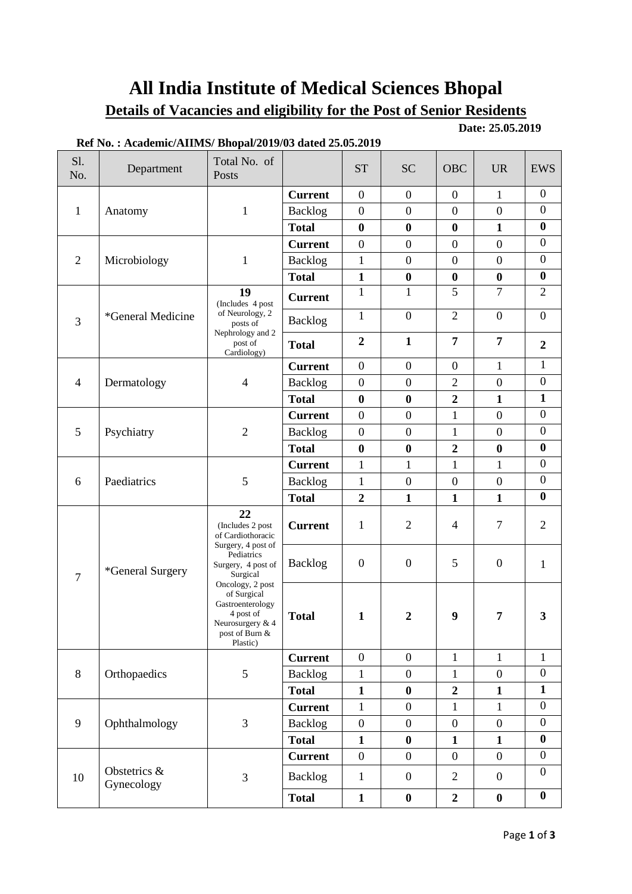# All India Institute of Medical Sciences Bhopal

## Details of Vacancies and eligibility for the Post of Senior Residents

**Date: 25.05.2019**

**Ref No. : Academic/AIIMS/ Bhopal/2019/03 dated 25.05.2019**

| Sl. No. | Department | Total No. of Posts | | ST | SC | OBC | UR | EWS |
|---|---|---|---|---|---|---|---|---|
| 1 | Anatomy | 1 | **Current** | 0 | 0 | 0 | 1 | 0 |
| | | | Backlog | 0 | 0 | 0 | 0 | 0 |
| | | | **Total** | **0** | **0** | **0** | **1** | **0** |
| 2 | Microbiology | 1 | **Current** | 0 | 0 | 0 | 0 | 0 |
| | | | Backlog | 1 | 0 | 0 | 0 | 0 |
| | | | **Total** | **1** | **0** | **0** | **0** | **0** |
| 3 | *General Medicine | **19** (Includes 4 post of Neurology, 2 posts of Nephrology and 2 post of Cardiology) | **Current** | 1 | 1 | 5 | 7 | 2 |
| | | | Backlog | 1 | 0 | 2 | 0 | 0 |
| | | | **Total** | **2** | **1** | **7** | **7** | **2** |
| 4 | Dermatology | 4 | **Current** | 0 | 0 | 0 | 1 | 1 |
| | | | Backlog | 0 | 0 | 2 | 0 | 0 |
| | | | **Total** | **0** | **0** | **2** | **1** | **1** |
| 5 | Psychiatry | 2 | **Current** | 0 | 0 | 1 | 0 | 0 |
| | | | Backlog | 0 | 0 | 1 | 0 | 0 |
| | | | **Total** | **0** | **0** | **2** | **0** | **0** |
| 6 | Paediatrics | 5 | **Current** | 1 | 1 | 1 | 1 | 0 |
| | | | Backlog | 1 | 0 | 0 | 0 | 0 |
| | | | **Total** | **2** | **1** | **1** | **1** | **0** |
| 7 | *General Surgery | **22** (Includes 2 post of Cardiothoracic Surgery, 4 post of Pediatrics Surgery, 4 post of Surgical Oncology, 2 post of Surgical Gastroenterology 4 post of Neurosurgery & 4 post of Burn & Plastic) | **Current** | 1 | 2 | 4 | 7 | 2 |
| | | | Backlog | 0 | 0 | 5 | 0 | 1 |
| | | | **Total** | **1** | **2** | **9** | **7** | **3** |
| 8 | Orthopaedics | 5 | **Current** | 0 | 0 | 1 | 1 | 1 |
| | | | Backlog | 1 | 0 | 1 | 0 | 0 |
| | | | **Total** | **1** | **0** | **2** | **1** | **1** |
| 9 | Ophthalmology | 3 | **Current** | 1 | 0 | 1 | 1 | 0 |
| | | | Backlog | 0 | 0 | 0 | 0 | 0 |
| | | | **Total** | **1** | **0** | **1** | **1** | **0** |
| 10 | Obstetrics & Gynecology | 3 | **Current** | 0 | 0 | 0 | 0 | 0 |
| | | | Backlog | 1 | 0 | 2 | 0 | 0 |
| | | | **Total** | **1** | **0** | **2** | **0** | **0** |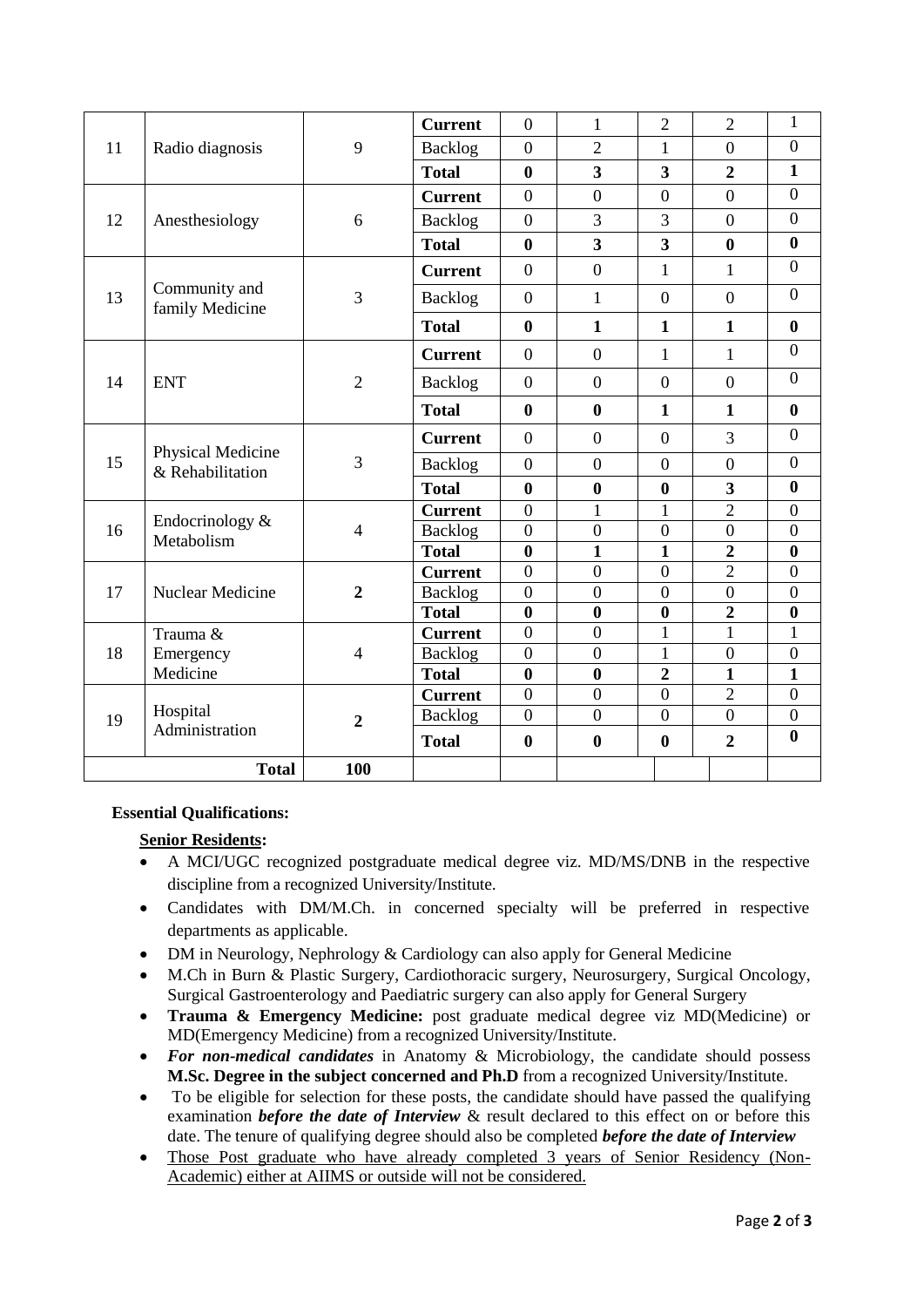| | | | | | | | | |
|---|---|---|---|---|---|---|---|---|
| 11 | Radio diagnosis | 9 | **Current** | 0 | 1 | 2 | 2 | 1 |
| | | | Backlog | 0 | 2 | 1 | 0 | 0 |
| | | | **Total** | **0** | **3** | **3** | **2** | **1** |
| 12 | Anesthesiology | 6 | **Current** | 0 | 0 | 0 | 0 | 0 |
| | | | Backlog | 0 | 3 | 3 | 0 | 0 |
| | | | **Total** | **0** | **3** | **3** | **0** | **0** |
| 13 | Community and family Medicine | 3 | **Current** | 0 | 0 | 1 | 1 | 0 |
| | | | Backlog | 0 | 1 | 0 | 0 | 0 |
| | | | **Total** | **0** | **1** | **1** | **1** | **0** |
| 14 | ENT | 2 | **Current** | 0 | 0 | 1 | 1 | 0 |
| | | | Backlog | 0 | 0 | 0 | 0 | 0 |
| | | | **Total** | **0** | **0** | **1** | **1** | **0** |
| 15 | Physical Medicine & Rehabilitation | 3 | **Current** | 0 | 0 | 0 | 3 | 0 |
| | | | Backlog | 0 | 0 | 0 | 0 | 0 |
| | | | **Total** | **0** | **0** | **0** | **3** | **0** |
| 16 | Endocrinology & Metabolism | 4 | **Current** | 0 | 1 | 1 | 2 | 0 |
| | | | Backlog | 0 | 0 | 0 | 0 | 0 |
| | | | **Total** | **0** | **1** | **1** | **2** | **0** |
| 17 | Nuclear Medicine | **2** | **Current** | 0 | 0 | 0 | 2 | 0 |
| | | | Backlog | 0 | 0 | 0 | 0 | 0 |
| | | | **Total** | **0** | **0** | **0** | **2** | **0** |
| 18 | Trauma & Emergency Medicine | 4 | **Current** | 0 | 0 | 1 | 1 | 1 |
| | | | Backlog | 0 | 0 | 1 | 0 | 0 |
| | | | **Total** | **0** | **0** | **2** | **1** | **1** |
| 19 | Hospital Administration | **2** | **Current** | 0 | 0 | 0 | 2 | 0 |
| | | | Backlog | 0 | 0 | 0 | 0 | 0 |
| | | | **Total** | **0** | **0** | **0** | **2** | **0** |
| | **Total** | **100** | | | | | | |

**Essential Qualifications:**

**Senior Residents:**

- A MCI/UGC recognized postgraduate medical degree viz. MD/MS/DNB in the respective discipline from a recognized University/Institute.
- Candidates with DM/M.Ch. in concerned specialty will be preferred in respective departments as applicable.
- DM in Neurology, Nephrology & Cardiology can also apply for General Medicine
- M.Ch in Burn & Plastic Surgery, Cardiothoracic surgery, Neurosurgery, Surgical Oncology, Surgical Gastroenterology and Paediatric surgery can also apply for General Surgery
- **Trauma & Emergency Medicine:** post graduate medical degree viz MD(Medicine) or MD(Emergency Medicine) from a recognized University/Institute.
- ***For non-medical candidates*** in Anatomy & Microbiology, the candidate should possess **M.Sc. Degree in the subject concerned and Ph.D** from a recognized University/Institute.
- To be eligible for selection for these posts, the candidate should have passed the qualifying examination ***before the date of Interview*** & result declared to this effect on or before this date. The tenure of qualifying degree should also be completed ***before the date of Interview***
- Those Post graduate who have already completed 3 years of Senior Residency (Non-Academic) either at AIIMS or outside will not be considered.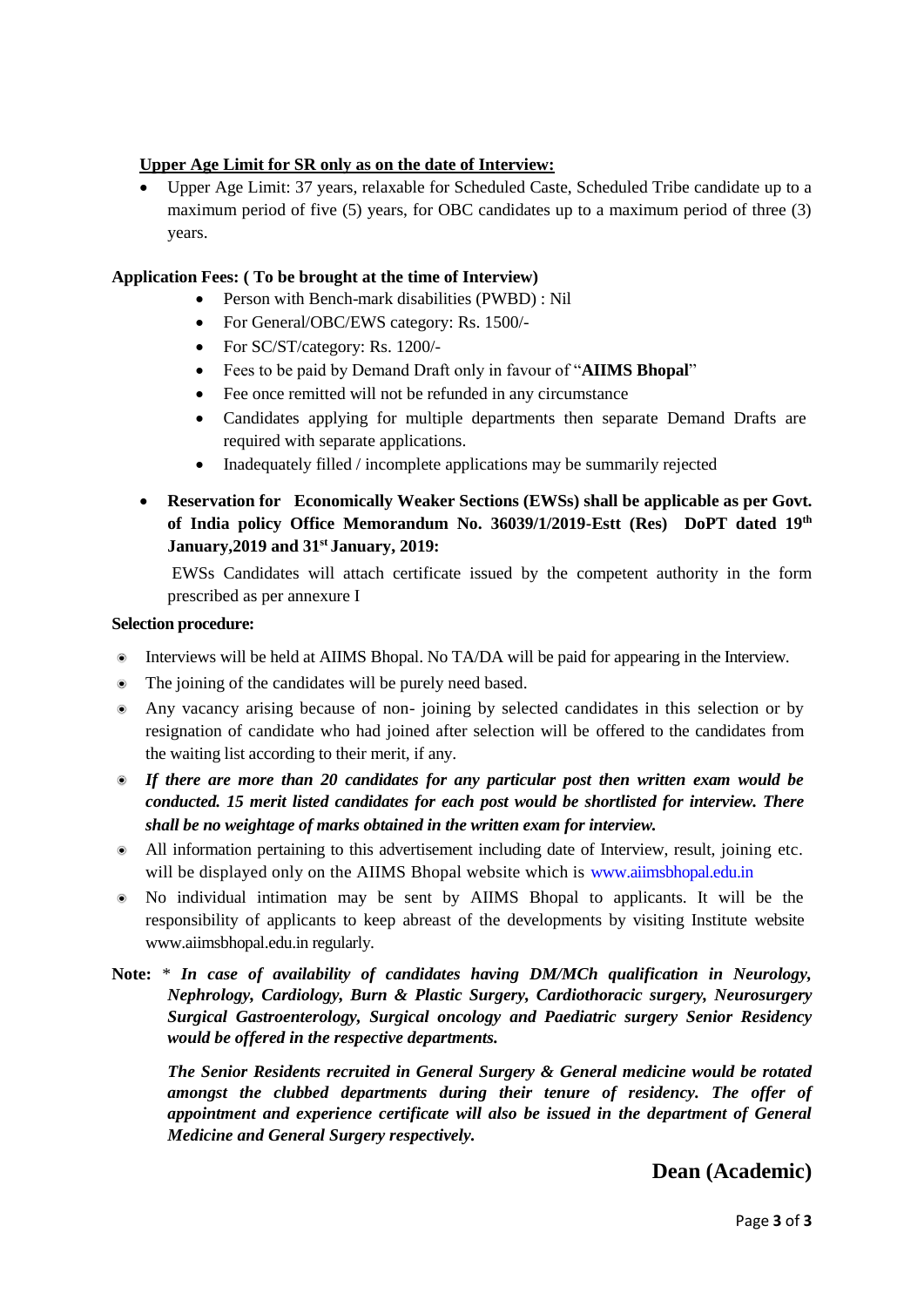**<u>Upper Age Limit for SR only as on the date of Interview:</u>**

- Upper Age Limit: 37 years, relaxable for Scheduled Caste, Scheduled Tribe candidate up to a maximum period of five (5) years, for OBC candidates up to a maximum period of three (3) years.

**Application Fees: ( To be brought at the time of Interview)**

- Person with Bench-mark disabilities (PWBD) : Nil
- For General/OBC/EWS category: Rs. 1500/-
- For SC/ST/category: Rs. 1200/-
- Fees to be paid by Demand Draft only in favour of "**AIIMS Bhopal**"
- Fee once remitted will not be refunded in any circumstance
- Candidates applying for multiple departments then separate Demand Drafts are required with separate applications.
- Inadequately filled / incomplete applications may be summarily rejected

- **Reservation for Economically Weaker Sections (EWSs) shall be applicable as per Govt. of India policy Office Memorandum No. 36039/1/2019-Estt (Res) DoPT dated 19th January,2019 and 31st January, 2019:**

  EWSs Candidates will attach certificate issued by the competent authority in the form prescribed as per annexure I

**Selection procedure:**

- Interviews will be held at AIIMS Bhopal. No TA/DA will be paid for appearing in the Interview.
- The joining of the candidates will be purely need based.
- Any vacancy arising because of non- joining by selected candidates in this selection or by resignation of candidate who had joined after selection will be offered to the candidates from the waiting list according to their merit, if any.
- ***If there are more than 20 candidates for any particular post then written exam would be conducted. 15 merit listed candidates for each post would be shortlisted for interview. There shall be no weightage of marks obtained in the written exam for interview.***
- All information pertaining to this advertisement including date of Interview, result, joining etc. will be displayed only on the AIIMS Bhopal website which is www.aiimsbhopal.edu.in
- No individual intimation may be sent by AIIMS Bhopal to applicants. It will be the responsibility of applicants to keep abreast of the developments by visiting Institute website www.aiimsbhopal.edu.in regularly.

**Note:** * ***In case of availability of candidates having DM/MCh qualification in Neurology, Nephrology, Cardiology, Burn & Plastic Surgery, Cardiothoracic surgery, Neurosurgery Surgical Gastroenterology, Surgical oncology and Paediatric surgery Senior Residency would be offered in the respective departments.***

***The Senior Residents recruited in General Surgery & General medicine would be rotated amongst the clubbed departments during their tenure of residency. The offer of appointment and experience certificate will also be issued in the department of General Medicine and General Surgery respectively.***

**Dean (Academic)**